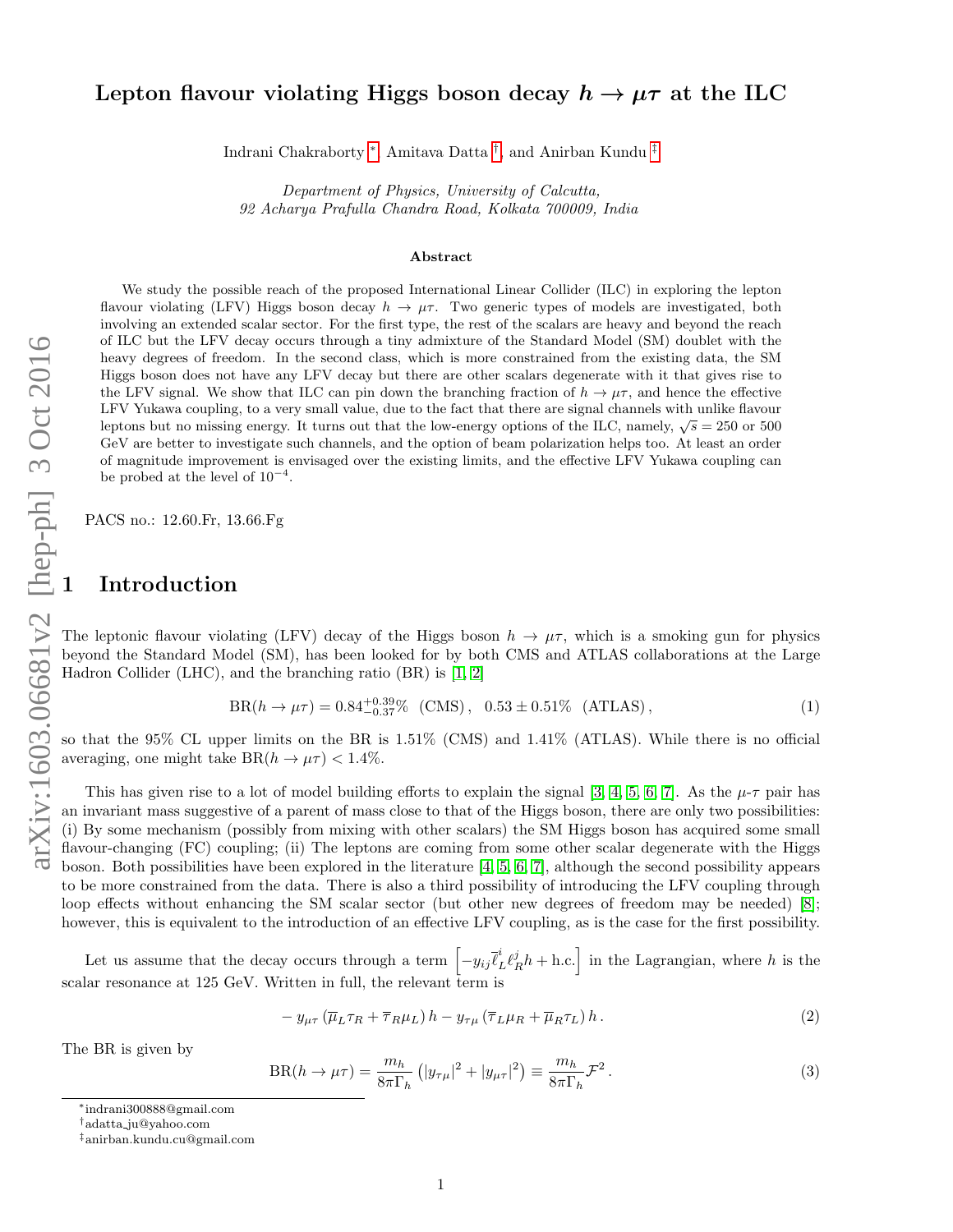# Lepton flavour violating Higgs boson decay $h \to \mu\tau$ at the ILC

Indrani Chakraborty [*], Amitava Datta [†], and Anirban Kundu [‡]

*Department of Physics, University of Calcutta,*
*92 Acharya Prafulla Chandra Road, Kolkata 700009, India*

### Abstract

We study the possible reach of the proposed International Linear Collider (ILC) in exploring the lepton flavour violating (LFV) Higgs boson decay $h \to \mu\tau$. Two generic types of models are investigated, both involving an extended scalar sector. For the first type, the rest of the scalars are heavy and beyond the reach of ILC but the LFV decay occurs through a tiny admixture of the Standard Model (SM) doublet with the heavy degrees of freedom. In the second class, which is more constrained from the existing data, the SM Higgs boson does not have any LFV decay but there are other scalars degenerate with it that gives rise to the LFV signal. We show that ILC can pin down the branching fraction of $h \to \mu\tau$, and hence the effective LFV Yukawa coupling, to a very small value, due to the fact that there are signal channels with unlike flavour leptons but no missing energy. It turns out that the low-energy options of the ILC, namely, $\sqrt{s} = 250$ or 500 GeV are better to investigate such channels, and the option of beam polarization helps too. At least an order of magnitude improvement is envisaged over the existing limits, and the effective LFV Yukawa coupling can be probed at the level of $10^{-4}$.

PACS no.: 12.60.Fr, 13.66.Fg

## 1 Introduction

The leptonic flavour violating (LFV) decay of the Higgs boson $h \to \mu\tau$, which is a smoking gun for physics beyond the Standard Model (SM), has been looked for by both CMS and ATLAS collaborations at the Large Hadron Collider (LHC), and the branching ratio (BR) is [1, 2]

$$\mathrm{BR}(h \to \mu\tau) = 0.84^{+0.39}_{-0.37}\% \ \ (\mathrm{CMS}), \quad 0.53 \pm 0.51\% \ \ (\mathrm{ATLAS}), \tag{1}$$

so that the 95% CL upper limits on the BR is 1.51% (CMS) and 1.41% (ATLAS). While there is no official averaging, one might take $\mathrm{BR}(h \to \mu\tau) < 1.4\%$.

This has given rise to a lot of model building efforts to explain the signal [3, 4, 5, 6, 7]. As the $\mu$-$\tau$ pair has an invariant mass suggestive of a parent of mass close to that of the Higgs boson, there are only two possibilities: (i) By some mechanism (possibly from mixing with other scalars) the SM Higgs boson has acquired some small flavour-changing (FC) coupling; (ii) The leptons are coming from some other scalar degenerate with the Higgs boson. Both possibilities have been explored in the literature [4, 5, 6, 7], although the second possibility appears to be more constrained from the data. There is also a third possibility of introducing the LFV coupling through loop effects without enhancing the SM scalar sector (but other new degrees of freedom may be needed) [8]; however, this is equivalent to the introduction of an effective LFV coupling, as is the case for the first possibility.

Let us assume that the decay occurs through a term $\left[-y_{ij}\overline{\ell}^i_L \ell^j_R h + \mathrm{h.c.}\right]$ in the Lagrangian, where $h$ is the scalar resonance at 125 GeV. Written in full, the relevant term is

$$-\, y_{\mu\tau}\left(\overline{\mu}_L\tau_R + \overline{\tau}_R\mu_L\right)h - y_{\tau\mu}\left(\overline{\tau}_L\mu_R + \overline{\mu}_R\tau_L\right)h\,. \tag{2}$$

The BR is given by

$$\mathrm{BR}(h \to \mu\tau) = \frac{m_h}{8\pi\Gamma_h}\left(|y_{\tau\mu}|^2 + |y_{\mu\tau}|^2\right) \equiv \frac{m_h}{8\pi\Gamma_h}\mathcal{F}^2\,. \tag{3}$$

---

[*] indrani300888@gmail.com
[†] adatta_ju@yahoo.com
[‡] anirban.kundu.cu@gmail.com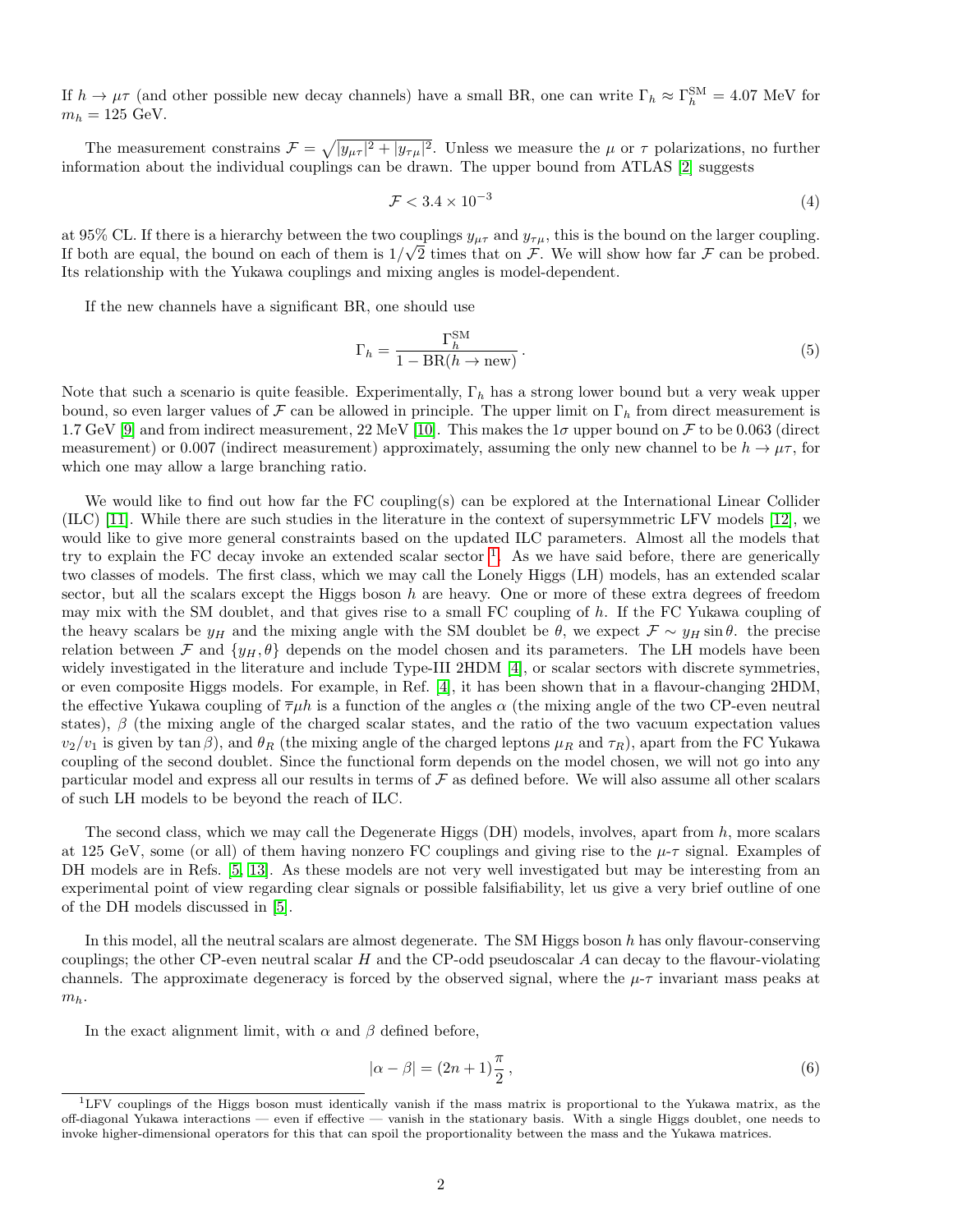If $h \to \mu\tau$ (and other possible new decay channels) have a small BR, one can write $\Gamma_h \approx \Gamma_h^{\rm SM} = 4.07$ MeV for $m_h = 125$ GeV.

The measurement constrains $\mathcal{F} = \sqrt{|y_{\mu\tau}|^2 + |y_{\tau\mu}|^2}$. Unless we measure the $\mu$ or $\tau$ polarizations, no further information about the individual couplings can be drawn. The upper bound from ATLAS [2] suggests

$$\mathcal{F} < 3.4 \times 10^{-3} \tag{4}$$

at 95% CL. If there is a hierarchy between the two couplings $y_{\mu\tau}$ and $y_{\tau\mu}$, this is the bound on the larger coupling. If both are equal, the bound on each of them is $1/\sqrt{2}$ times that on $\mathcal{F}$. We will show how far $\mathcal{F}$ can be probed. Its relationship with the Yukawa couplings and mixing angles is model-dependent.

If the new channels have a significant BR, one should use

$$\Gamma_h = \frac{\Gamma_h^{\rm SM}}{1 - {\rm BR}(h \to {\rm new})} \,. \tag{5}$$

Note that such a scenario is quite feasible. Experimentally, $\Gamma_h$ has a strong lower bound but a very weak upper bound, so even larger values of $\mathcal{F}$ can be allowed in principle. The upper limit on $\Gamma_h$ from direct measurement is 1.7 GeV [9] and from indirect measurement, 22 MeV [10]. This makes the $1\sigma$ upper bound on $\mathcal{F}$ to be 0.063 (direct measurement) or 0.007 (indirect measurement) approximately, assuming the only new channel to be $h \to \mu\tau$, for which one may allow a large branching ratio.

We would like to find out how far the FC coupling(s) can be explored at the International Linear Collider (ILC) [11]. While there are such studies in the literature in the context of supersymmetric LFV models [12], we would like to give more general constraints based on the updated ILC parameters. Almost all the models that try to explain the FC decay invoke an extended scalar sector [1]. As we have said before, there are generically two classes of models. The first class, which we may call the Lonely Higgs (LH) models, has an extended scalar sector, but all the scalars except the Higgs boson $h$ are heavy. One or more of these extra degrees of freedom may mix with the SM doublet, and that gives rise to a small FC coupling of $h$. If the FC Yukawa coupling of the heavy scalars be $y_H$ and the mixing angle with the SM doublet be $\theta$, we expect $\mathcal{F} \sim y_H \sin\theta$. the precise relation between $\mathcal{F}$ and $\{y_H, \theta\}$ depends on the model chosen and its parameters. The LH models have been widely investigated in the literature and include Type-III 2HDM [4], or scalar sectors with discrete symmetries, or even composite Higgs models. For example, in Ref. [4], it has been shown that in a flavour-changing 2HDM, the effective Yukawa coupling of $\overline{\tau}\mu h$ is a function of the angles $\alpha$ (the mixing angle of the two CP-even neutral states), $\beta$ (the mixing angle of the charged scalar states, and the ratio of the two vacuum expectation values $v_2/v_1$ is given by $\tan\beta$), and $\theta_R$ (the mixing angle of the charged leptons $\mu_R$ and $\tau_R$), apart from the FC Yukawa coupling of the second doublet. Since the functional form depends on the model chosen, we will not go into any particular model and express all our results in terms of $\mathcal{F}$ as defined before. We will also assume all other scalars of such LH models to be beyond the reach of ILC.

The second class, which we may call the Degenerate Higgs (DH) models, involves, apart from $h$, more scalars at 125 GeV, some (or all) of them having nonzero FC couplings and giving rise to the $\mu$-$\tau$ signal. Examples of DH models are in Refs. [5, 13]. As these models are not very well investigated but may be interesting from an experimental point of view regarding clear signals or possible falsifiability, let us give a very brief outline of one of the DH models discussed in [5].

In this model, all the neutral scalars are almost degenerate. The SM Higgs boson $h$ has only flavour-conserving couplings; the other CP-even neutral scalar $H$ and the CP-odd pseudoscalar $A$ can decay to the flavour-violating channels. The approximate degeneracy is forced by the observed signal, where the $\mu$-$\tau$ invariant mass peaks at $m_h$.

In the exact alignment limit, with $\alpha$ and $\beta$ defined before,

$$|\alpha - \beta| = (2n+1)\frac{\pi}{2} \,, \tag{6}$$

[1] LFV couplings of the Higgs boson must identically vanish if the mass matrix is proportional to the Yukawa matrix, as the off-diagonal Yukawa interactions — even if effective — vanish in the stationary basis. With a single Higgs doublet, one needs to invoke higher-dimensional operators for this that can spoil the proportionality between the mass and the Yukawa matrices.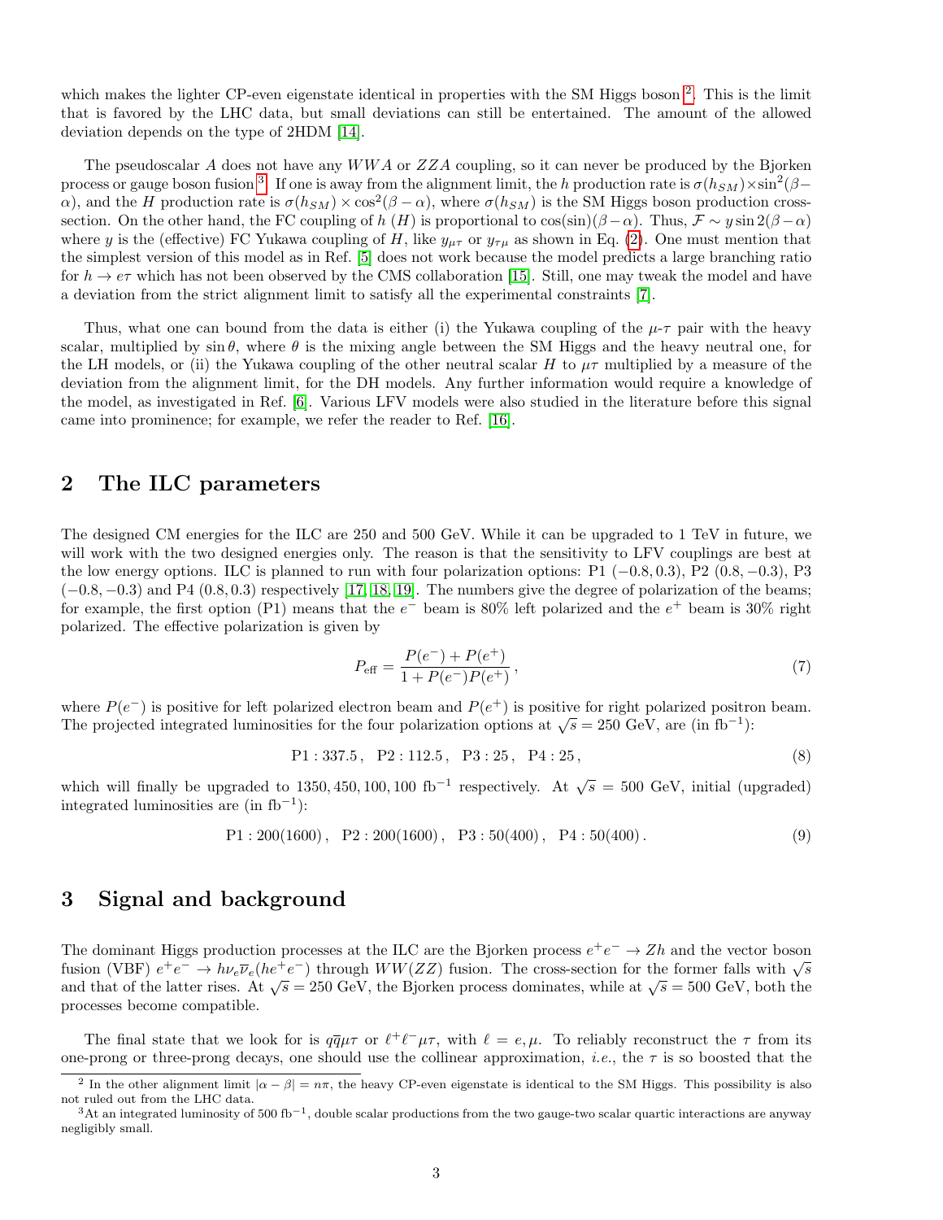which makes the lighter CP-even eigenstate identical in properties with the SM Higgs boson [2]. This is the limit that is favored by the LHC data, but small deviations can still be entertained. The amount of the allowed deviation depends on the type of 2HDM [14].

The pseudoscalar $A$ does not have any $WWA$ or $ZZA$ coupling, so it can never be produced by the Bjorken process or gauge boson fusion [3]. If one is away from the alignment limit, the $h$ production rate is $\sigma(h_{SM}) \times \sin^2(\beta-\alpha)$, and the $H$ production rate is $\sigma(h_{SM}) \times \cos^2(\beta-\alpha)$, where $\sigma(h_{SM})$ is the SM Higgs boson production cross-section. On the other hand, the FC coupling of $h$ ($H$) is proportional to $\cos(\sin)(\beta-\alpha)$. Thus, $\mathcal{F} \sim y \sin 2(\beta-\alpha)$ where $y$ is the (effective) FC Yukawa coupling of $H$, like $y_{\mu\tau}$ or $y_{\tau\mu}$ as shown in Eq. (2). One must mention that the simplest version of this model as in Ref. [5] does not work because the model predicts a large branching ratio for $h \to e\tau$ which has not been observed by the CMS collaboration [15]. Still, one may tweak the model and have a deviation from the strict alignment limit to satisfy all the experimental constraints [7].

Thus, what one can bound from the data is either (i) the Yukawa coupling of the $\mu$-$\tau$ pair with the heavy scalar, multiplied by $\sin\theta$, where $\theta$ is the mixing angle between the SM Higgs and the heavy neutral one, for the LH models, or (ii) the Yukawa coupling of the other neutral scalar $H$ to $\mu\tau$ multiplied by a measure of the deviation from the alignment limit, for the DH models. Any further information would require a knowledge of the model, as investigated in Ref. [6]. Various LFV models were also studied in the literature before this signal came into prominence; for example, we refer the reader to Ref. [16].

## 2 The ILC parameters

The designed CM energies for the ILC are 250 and 500 GeV. While it can be upgraded to 1 TeV in future, we will work with the two designed energies only. The reason is that the sensitivity to LFV couplings are best at the low energy options. ILC is planned to run with four polarization options: P1 $(-0.8, 0.3)$, P2 $(0.8, -0.3)$, P3 $(-0.8, -0.3)$ and P4 $(0.8, 0.3)$ respectively [17, 18, 19]. The numbers give the degree of polarization of the beams; for example, the first option (P1) means that the $e^-$ beam is 80% left polarized and the $e^+$ beam is 30% right polarized. The effective polarization is given by

$$P_{\rm eff} = \frac{P(e^-) + P(e^+)}{1 + P(e^-)P(e^+)}\,, \tag{7}$$

where $P(e^-)$ is positive for left polarized electron beam and $P(e^+)$ is positive for right polarized positron beam. The projected integrated luminosities for the four polarization options at $\sqrt{s} = 250$ GeV, are (in fb$^{-1}$):

$$\text{P1} : 337.5\,, \quad \text{P2} : 112.5\,, \quad \text{P3} : 25\,, \quad \text{P4} : 25\,, \tag{8}$$

which will finally be upgraded to 1350, 450, 100, 100 fb$^{-1}$ respectively. At $\sqrt{s} = 500$ GeV, initial (upgraded) integrated luminosities are (in fb$^{-1}$):

$$\text{P1} : 200(1600)\,, \quad \text{P2} : 200(1600)\,, \quad \text{P3} : 50(400)\,, \quad \text{P4} : 50(400)\,. \tag{9}$$

## 3 Signal and background

The dominant Higgs production processes at the ILC are the Bjorken process $e^+e^- \to Zh$ and the vector boson fusion (VBF) $e^+e^- \to h\nu_e\overline{\nu}_e(he^+e^-)$ through $WW(ZZ)$ fusion. The cross-section for the former falls with $\sqrt{s}$ and that of the latter rises. At $\sqrt{s} = 250$ GeV, the Bjorken process dominates, while at $\sqrt{s} = 500$ GeV, both the processes become compatible.

The final state that we look for is $q\overline{q}\mu\tau$ or $\ell^+\ell^-\mu\tau$, with $\ell = e, \mu$. To reliably reconstruct the $\tau$ from its one-prong or three-prong decays, one should use the collinear approximation, *i.e.*, the $\tau$ is so boosted that the

[2] In the other alignment limit $|\alpha - \beta| = n\pi$, the heavy CP-even eigenstate is identical to the SM Higgs. This possibility is also not ruled out from the LHC data.

[3] At an integrated luminosity of 500 fb$^{-1}$, double scalar productions from the two gauge-two scalar quartic interactions are anyway negligibly small.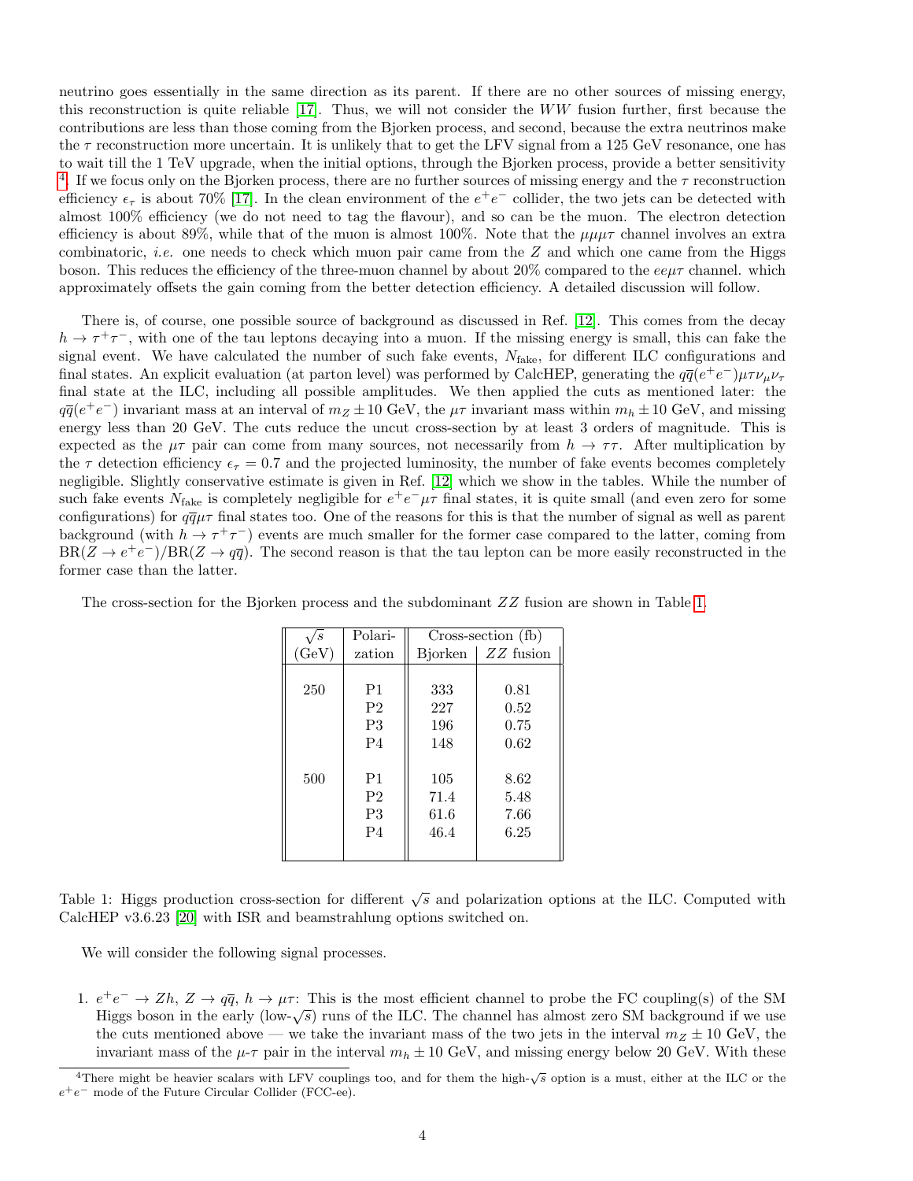neutrino goes essentially in the same direction as its parent. If there are no other sources of missing energy, this reconstruction is quite reliable [17]. Thus, we will not consider the $WW$ fusion further, first because the contributions are less than those coming from the Bjorken process, and second, because the extra neutrinos make the $\tau$ reconstruction more uncertain. It is unlikely that to get the LFV signal from a 125 GeV resonance, one has to wait till the 1 TeV upgrade, when the initial options, through the Bjorken process, provide a better sensitivity [4]. If we focus only on the Bjorken process, there are no further sources of missing energy and the $\tau$ reconstruction efficiency $\epsilon_\tau$ is about 70% [17]. In the clean environment of the $e^+e^-$ collider, the two jets can be detected with almost 100% efficiency (we do not need to tag the flavour), and so can be the muon. The electron detection efficiency is about 89%, while that of the muon is almost 100%. Note that the $\mu\mu\mu\tau$ channel involves an extra combinatoric, *i.e.* one needs to check which muon pair came from the $Z$ and which one came from the Higgs boson. This reduces the efficiency of the three-muon channel by about 20% compared to the $ee\mu\tau$ channel. which approximately offsets the gain coming from the better detection efficiency. A detailed discussion will follow.

There is, of course, one possible source of background as discussed in Ref. [12]. This comes from the decay $h \to \tau^+\tau^-$, with one of the tau leptons decaying into a muon. If the missing energy is small, this can fake the signal event. We have calculated the number of such fake events, $N_{\rm fake}$, for different ILC configurations and final states. An explicit evaluation (at parton level) was performed by CalcHEP, generating the $q\overline{q}(e^+e^-)\mu\tau\nu_\mu\nu_\tau$ final state at the ILC, including all possible amplitudes. We then applied the cuts as mentioned later: the $q\overline{q}(e^+e^-)$ invariant mass at an interval of $m_Z \pm 10$ GeV, the $\mu\tau$ invariant mass within $m_h \pm 10$ GeV, and missing energy less than 20 GeV. The cuts reduce the uncut cross-section by at least 3 orders of magnitude. This is expected as the $\mu\tau$ pair can come from many sources, not necessarily from $h \to \tau\tau$. After multiplication by the $\tau$ detection efficiency $\epsilon_\tau = 0.7$ and the projected luminosity, the number of fake events becomes completely negligible. Slightly conservative estimate is given in Ref. [12] which we show in the tables. While the number of such fake events $N_{\rm fake}$ is completely negligible for $e^+e^-\mu\tau$ final states, it is quite small (and even zero for some configurations) for $q\overline{q}\mu\tau$ final states too. One of the reasons for this is that the number of signal as well as parent background (with $h \to \tau^+\tau^-$) events are much smaller for the former case compared to the latter, coming from $\text{BR}(Z \to e^+e^-)/\text{BR}(Z \to q\overline{q})$. The second reason is that the tau lepton can be more easily reconstructed in the former case than the latter.

The cross-section for the Bjorken process and the subdominant $ZZ$ fusion are shown in Table 1.

| $\sqrt{s}$ (GeV) | Polarization | Cross-section (fb) Bjorken | $ZZ$ fusion |
|---|---|---|---|
| 250 | P1 | 333 | 0.81 |
| | P2 | 227 | 0.52 |
| | P3 | 196 | 0.75 |
| | P4 | 148 | 0.62 |
| 500 | P1 | 105 | 8.62 |
| | P2 | 71.4 | 5.48 |
| | P3 | 61.6 | 7.66 |
| | P4 | 46.4 | 6.25 |

Table 1: Higgs production cross-section for different $\sqrt{s}$ and polarization options at the ILC. Computed with CalcHEP v3.6.23 [20] with ISR and beamstrahlung options switched on.

We will consider the following signal processes.

1. $e^+e^- \to Zh$, $Z \to q\overline{q}$, $h \to \mu\tau$: This is the most efficient channel to probe the FC coupling(s) of the SM Higgs boson in the early (low-$\sqrt{s}$) runs of the ILC. The channel has almost zero SM background if we use the cuts mentioned above — we take the invariant mass of the two jets in the interval $m_Z \pm 10$ GeV, the invariant mass of the $\mu$-$\tau$ pair in the interval $m_h \pm 10$ GeV, and missing energy below 20 GeV. With these

[4] There might be heavier scalars with LFV couplings too, and for them the high-$\sqrt{s}$ option is a must, either at the ILC or the $e^+e^-$ mode of the Future Circular Collider (FCC-ee).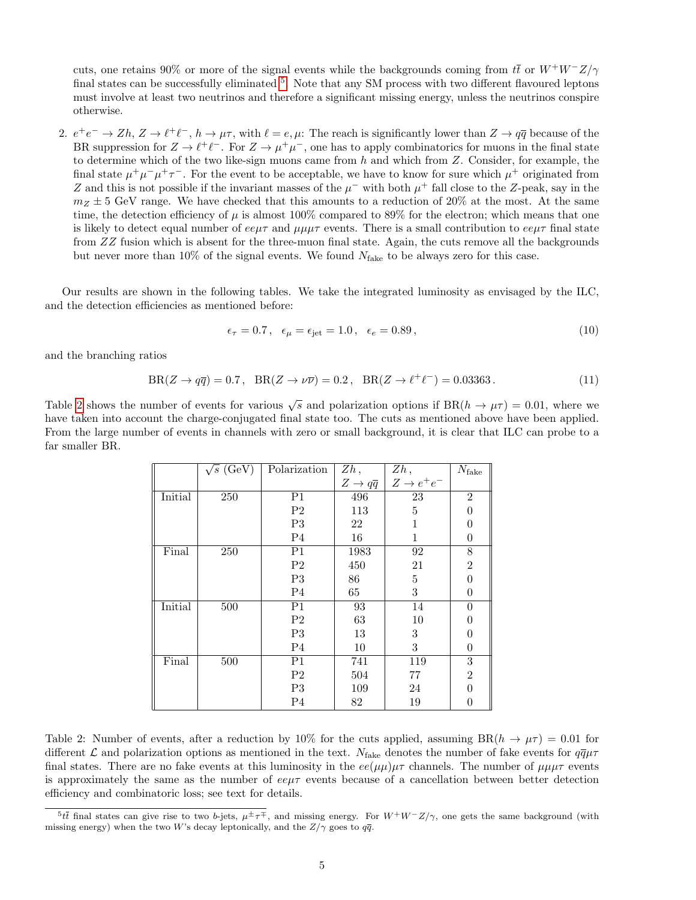cuts, one retains 90% or more of the signal events while the backgrounds coming from $t\bar{t}$ or $W^+W^-Z/\gamma$ final states can be successfully eliminated.[5] Note that any SM process with two different flavoured leptons must involve at least two neutrinos and therefore a significant missing energy, unless the neutrinos conspire otherwise.

2. $e^+e^- \to Zh$, $Z \to \ell^+\ell^-$, $h \to \mu\tau$, with $\ell = e, \mu$: The reach is significantly lower than $Z \to q\bar{q}$ because of the BR suppression for $Z \to \ell^+\ell^-$. For $Z \to \mu^+\mu^-$, one has to apply combinatorics for muons in the final state to determine which of the two like-sign muons came from $h$ and which from $Z$. Consider, for example, the final state $\mu^+\mu^-\mu^+\tau^-$. For the event to be acceptable, we have to know for sure which $\mu^+$ originated from $Z$ and this is not possible if the invariant masses of the $\mu^-$ with both $\mu^+$ fall close to the $Z$-peak, say in the $m_Z \pm 5$ GeV range. We have checked that this amounts to a reduction of 20% at the most. At the same time, the detection efficiency of $\mu$ is almost 100% compared to 89% for the electron; which means that one is likely to detect equal number of $ee\mu\tau$ and $\mu\mu\mu\tau$ events. There is a small contribution to $ee\mu\tau$ final state from $ZZ$ fusion which is absent for the three-muon final state. Again, the cuts remove all the backgrounds but never more than 10% of the signal events. We found $N_{\rm fake}$ to be always zero for this case.

Our results are shown in the following tables. We take the integrated luminosity as envisaged by the ILC, and the detection efficiencies as mentioned before:

$$\epsilon_\tau = 0.7\,, \quad \epsilon_\mu = \epsilon_{\rm jet} = 1.0\,, \quad \epsilon_e = 0.89\,, \tag{10}$$

and the branching ratios

$${\rm BR}(Z \to q\bar{q}) = 0.7\,, \quad {\rm BR}(Z \to \nu\bar{\nu}) = 0.2\,, \quad {\rm BR}(Z \to \ell^+\ell^-) = 0.03363\,. \tag{11}$$

Table 2 shows the number of events for various $\sqrt{s}$ and polarization options if ${\rm BR}(h \to \mu\tau) = 0.01$, where we have taken into account the charge-conjugated final state too. The cuts as mentioned above have been applied. From the large number of events in channels with zero or small background, it is clear that ILC can probe to a far smaller BR.

| | $\sqrt{s}$ (GeV) | Polarization | $Zh$, $Z \to q\bar{q}$ | $Zh$, $Z \to e^+e^-$ | $N_{\rm fake}$ |
|---|---|---|---|---|---|
| Initial | 250 | P1 | 496 | 23 | 2 |
| | | P2 | 113 | 5 | 0 |
| | | P3 | 22 | 1 | 0 |
| | | P4 | 16 | 1 | 0 |
| Final | 250 | P1 | 1983 | 92 | 8 |
| | | P2 | 450 | 21 | 2 |
| | | P3 | 86 | 5 | 0 |
| | | P4 | 65 | 3 | 0 |
| Initial | 500 | P1 | 93 | 14 | 0 |
| | | P2 | 63 | 10 | 0 |
| | | P3 | 13 | 3 | 0 |
| | | P4 | 10 | 3 | 0 |
| Final | 500 | P1 | 741 | 119 | 3 |
| | | P2 | 504 | 77 | 2 |
| | | P3 | 109 | 24 | 0 |
| | | P4 | 82 | 19 | 0 |

Table 2: Number of events, after a reduction by 10% for the cuts applied, assuming ${\rm BR}(h \to \mu\tau) = 0.01$ for different $\mathcal{L}$ and polarization options as mentioned in the text. $N_{\rm fake}$ denotes the number of fake events for $q\bar{q}\mu\tau$ final states. There are no fake events at this luminosity in the $ee(\mu\mu)\mu\tau$ channels. The number of $\mu\mu\mu\tau$ events is approximately the same as the number of $ee\mu\tau$ events because of a cancellation between better detection efficiency and combinatoric loss; see text for details.

[5] $t\bar{t}$ final states can give rise to two $b$-jets, $\mu^\pm\tau^\mp$, and missing energy. For $W^+W^-Z/\gamma$, one gets the same background (with missing energy) when the two $W$'s decay leptonically, and the $Z/\gamma$ goes to $q\bar{q}$.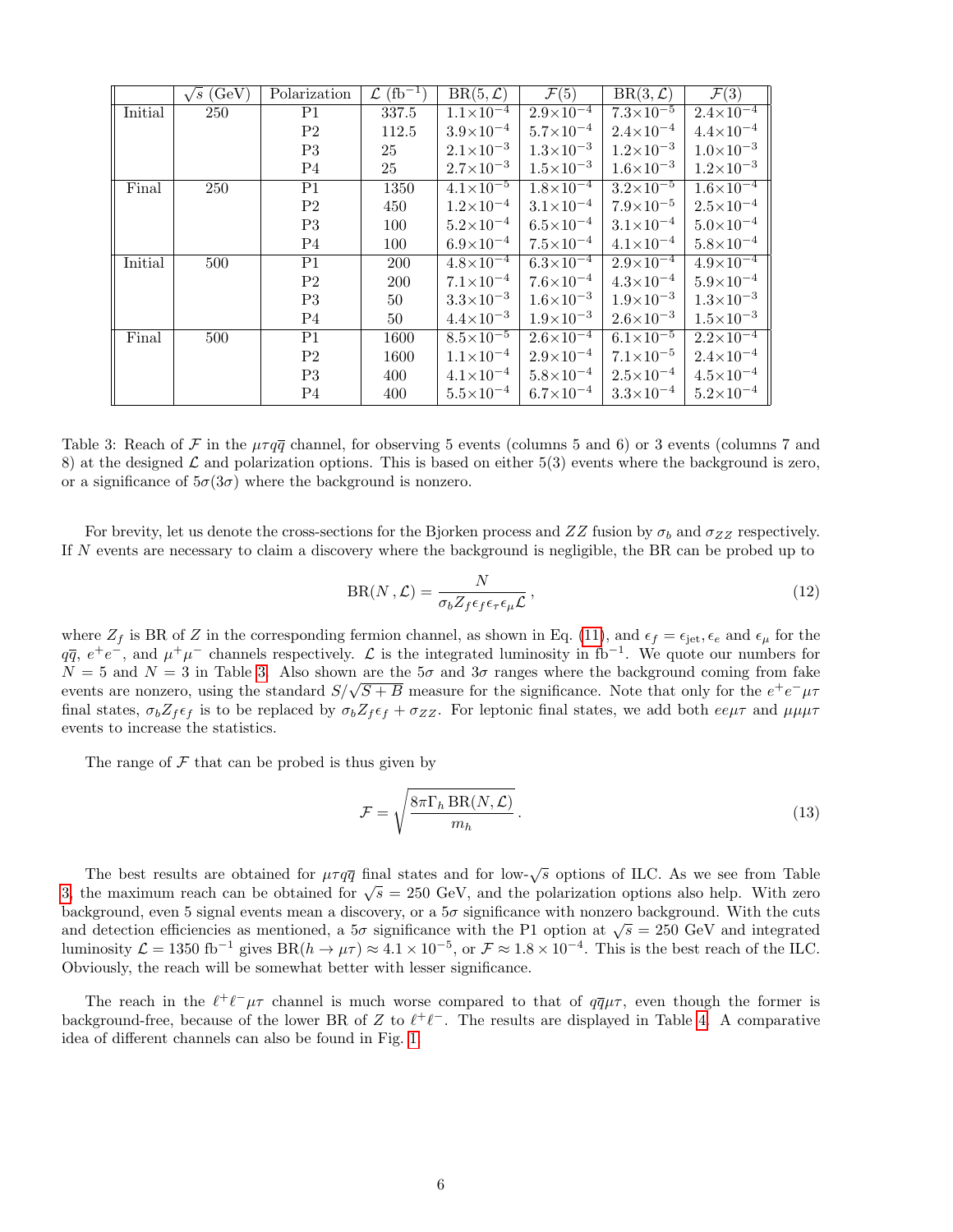|  | $\sqrt{s}$ (GeV) | Polarization | $\mathcal{L}$ (fb$^{-1}$) | BR$(5,\mathcal{L})$ | $\mathcal{F}(5)$ | BR$(3,\mathcal{L})$ | $\mathcal{F}(3)$ |
|---|---|---|---|---|---|---|---|
| Initial | 250 | P1 | 337.5 | $1.1\times10^{-4}$ | $2.9\times10^{-4}$ | $7.3\times10^{-5}$ | $2.4\times10^{-4}$ |
|  |  | P2 | 112.5 | $3.9\times10^{-4}$ | $5.7\times10^{-4}$ | $2.4\times10^{-4}$ | $4.4\times10^{-4}$ |
|  |  | P3 | 25 | $2.1\times10^{-3}$ | $1.3\times10^{-3}$ | $1.2\times10^{-3}$ | $1.0\times10^{-3}$ |
|  |  | P4 | 25 | $2.7\times10^{-3}$ | $1.5\times10^{-3}$ | $1.6\times10^{-3}$ | $1.2\times10^{-3}$ |
| Final | 250 | P1 | 1350 | $4.1\times10^{-5}$ | $1.8\times10^{-4}$ | $3.2\times10^{-5}$ | $1.6\times10^{-4}$ |
|  |  | P2 | 450 | $1.2\times10^{-4}$ | $3.1\times10^{-4}$ | $7.9\times10^{-5}$ | $2.5\times10^{-4}$ |
|  |  | P3 | 100 | $5.2\times10^{-4}$ | $6.5\times10^{-4}$ | $3.1\times10^{-4}$ | $5.0\times10^{-4}$ |
|  |  | P4 | 100 | $6.9\times10^{-4}$ | $7.5\times10^{-4}$ | $4.1\times10^{-4}$ | $5.8\times10^{-4}$ |
| Initial | 500 | P1 | 200 | $4.8\times10^{-4}$ | $6.3\times10^{-4}$ | $2.9\times10^{-4}$ | $4.9\times10^{-4}$ |
|  |  | P2 | 200 | $7.1\times10^{-4}$ | $7.6\times10^{-4}$ | $4.3\times10^{-4}$ | $5.9\times10^{-4}$ |
|  |  | P3 | 50 | $3.3\times10^{-3}$ | $1.6\times10^{-3}$ | $1.9\times10^{-3}$ | $1.3\times10^{-3}$ |
|  |  | P4 | 50 | $4.4\times10^{-3}$ | $1.9\times10^{-3}$ | $2.6\times10^{-3}$ | $1.5\times10^{-3}$ |
| Final | 500 | P1 | 1600 | $8.5\times10^{-5}$ | $2.6\times10^{-4}$ | $6.1\times10^{-5}$ | $2.2\times10^{-4}$ |
|  |  | P2 | 1600 | $1.1\times10^{-4}$ | $2.9\times10^{-4}$ | $7.1\times10^{-5}$ | $2.4\times10^{-4}$ |
|  |  | P3 | 400 | $4.1\times10^{-4}$ | $5.8\times10^{-4}$ | $2.5\times10^{-4}$ | $4.5\times10^{-4}$ |
|  |  | P4 | 400 | $5.5\times10^{-4}$ | $6.7\times10^{-4}$ | $3.3\times10^{-4}$ | $5.2\times10^{-4}$ |

Table 3: Reach of $\mathcal{F}$ in the $\mu\tau q\bar{q}$ channel, for observing 5 events (columns 5 and 6) or 3 events (columns 7 and 8) at the designed $\mathcal{L}$ and polarization options. This is based on either 5(3) events where the background is zero, or a significance of $5\sigma(3\sigma)$ where the background is nonzero.

For brevity, let us denote the cross-sections for the Bjorken process and $ZZ$ fusion by $\sigma_b$ and $\sigma_{ZZ}$ respectively. If $N$ events are necessary to claim a discovery where the background is negligible, the BR can be probed up to

$$\mathrm{BR}(N\,,\mathcal{L}) = \frac{N}{\sigma_b Z_f \epsilon_f \epsilon_\tau \epsilon_\mu \mathcal{L}}\,, \tag{12}$$

where $Z_f$ is BR of $Z$ in the corresponding fermion channel, as shown in Eq. (11), and $\epsilon_f = \epsilon_{\rm jet}, \epsilon_e$ and $\epsilon_\mu$ for the $q\bar{q}$, $e^+e^-$, and $\mu^+\mu^-$ channels respectively. $\mathcal{L}$ is the integrated luminosity in fb$^{-1}$. We quote our numbers for $N = 5$ and $N = 3$ in Table 3. Also shown are the $5\sigma$ and $3\sigma$ ranges where the background coming from fake events are nonzero, using the standard $S/\sqrt{S+B}$ measure for the significance. Note that only for the $e^+e^-\mu\tau$ final states, $\sigma_b Z_f \epsilon_f$ is to be replaced by $\sigma_b Z_f \epsilon_f + \sigma_{ZZ}$. For leptonic final states, we add both $ee\mu\tau$ and $\mu\mu\mu\tau$ events to increase the statistics.

The range of $\mathcal{F}$ that can be probed is thus given by

$$\mathcal{F} = \sqrt{\frac{8\pi\Gamma_h\,\mathrm{BR}(N,\mathcal{L})}{m_h}}\,. \tag{13}$$

The best results are obtained for $\mu\tau q\bar{q}$ final states and for low-$\sqrt{s}$ options of ILC. As we see from Table 3, the maximum reach can be obtained for $\sqrt{s} = 250$ GeV, and the polarization options also help. With zero background, even 5 signal events mean a discovery, or a $5\sigma$ significance with nonzero background. With the cuts and detection efficiencies as mentioned, a $5\sigma$ significance with the P1 option at $\sqrt{s} = 250$ GeV and integrated luminosity $\mathcal{L} = 1350$ fb$^{-1}$ gives $\mathrm{BR}(h \to \mu\tau) \approx 4.1 \times 10^{-5}$, or $\mathcal{F} \approx 1.8 \times 10^{-4}$. This is the best reach of the ILC. Obviously, the reach will be somewhat better with lesser significance.

The reach in the $\ell^+\ell^-\mu\tau$ channel is much worse compared to that of $q\bar{q}\mu\tau$, even though the former is background-free, because of the lower BR of $Z$ to $\ell^+\ell^-$. The results are displayed in Table 4. A comparative idea of different channels can also be found in Fig. 1.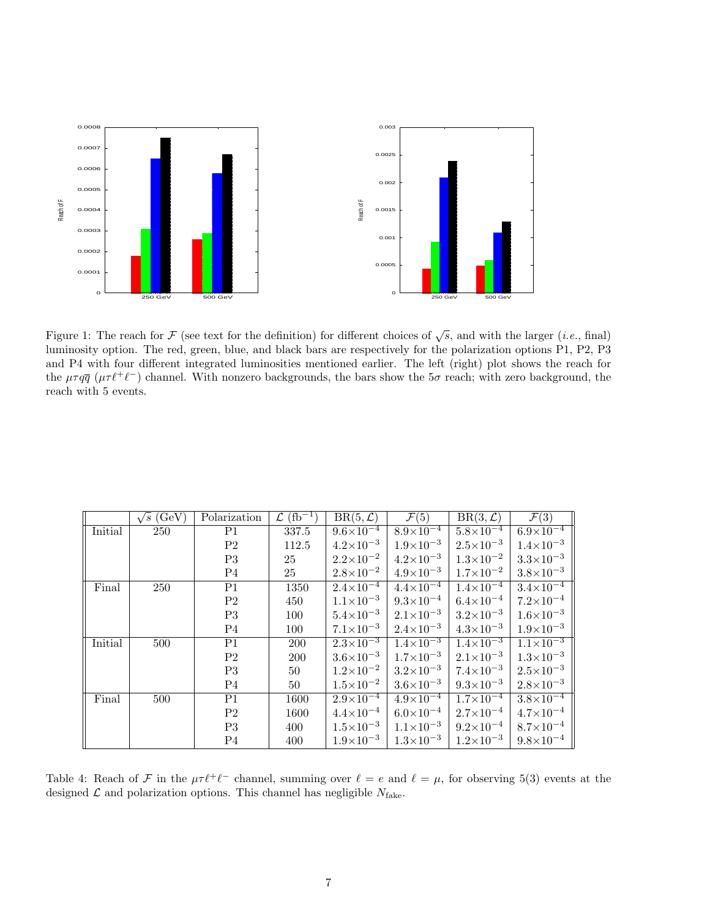Figure 1: The reach for $\mathcal{F}$ (see text for the definition) for different choices of $\sqrt{s}$, and with the larger (*i.e.*, final) luminosity option. The red, green, blue, and black bars are respectively for the polarization options P1, P2, P3 and P4 with four different integrated luminosities mentioned earlier. The left (right) plot shows the reach for the $\mu\tau q\overline{q}$ ($\mu\tau\ell^+\ell^-$) channel. With nonzero backgrounds, the bars show the $5\sigma$ reach; with zero background, the reach with 5 events.

| | $\sqrt{s}$ (GeV) | Polarization | $\mathcal{L}$ (fb$^{-1}$) | BR(5, $\mathcal{L}$) | $\mathcal{F}(5)$ | BR(3, $\mathcal{L}$) | $\mathcal{F}(3)$ |
|---|---|---|---|---|---|---|---|
| Initial | 250 | P1 | 337.5 | $9.6\times10^{-4}$ | $8.9\times10^{-4}$ | $5.8\times10^{-4}$ | $6.9\times10^{-4}$ |
| | | P2 | 112.5 | $4.2\times10^{-3}$ | $1.9\times10^{-3}$ | $2.5\times10^{-3}$ | $1.4\times10^{-3}$ |
| | | P3 | 25 | $2.2\times10^{-2}$ | $4.2\times10^{-3}$ | $1.3\times10^{-2}$ | $3.3\times10^{-3}$ |
| | | P4 | 25 | $2.8\times10^{-2}$ | $4.9\times10^{-3}$ | $1.7\times10^{-2}$ | $3.8\times10^{-3}$ |
| Final | 250 | P1 | 1350 | $2.4\times10^{-4}$ | $4.4\times10^{-4}$ | $1.4\times10^{-4}$ | $3.4\times10^{-4}$ |
| | | P2 | 450 | $1.1\times10^{-3}$ | $9.3\times10^{-4}$ | $6.4\times10^{-4}$ | $7.2\times10^{-4}$ |
| | | P3 | 100 | $5.4\times10^{-3}$ | $2.1\times10^{-3}$ | $3.2\times10^{-3}$ | $1.6\times10^{-3}$ |
| | | P4 | 100 | $7.1\times10^{-3}$ | $2.4\times10^{-3}$ | $4.3\times10^{-3}$ | $1.9\times10^{-3}$ |
| Initial | 500 | P1 | 200 | $2.3\times10^{-3}$ | $1.4\times10^{-3}$ | $1.4\times10^{-3}$ | $1.1\times10^{-3}$ |
| | | P2 | 200 | $3.6\times10^{-3}$ | $1.7\times10^{-3}$ | $2.1\times10^{-3}$ | $1.3\times10^{-3}$ |
| | | P3 | 50 | $1.2\times10^{-2}$ | $3.2\times10^{-3}$ | $7.4\times10^{-3}$ | $2.5\times10^{-3}$ |
| | | P4 | 50 | $1.5\times10^{-2}$ | $3.6\times10^{-3}$ | $9.3\times10^{-3}$ | $2.8\times10^{-3}$ |
| Final | 500 | P1 | 1600 | $2.9\times10^{-4}$ | $4.9\times10^{-4}$ | $1.7\times10^{-4}$ | $3.8\times10^{-4}$ |
| | | P2 | 1600 | $4.4\times10^{-4}$ | $6.0\times10^{-4}$ | $2.7\times10^{-4}$ | $4.7\times10^{-4}$ |
| | | P3 | 400 | $1.5\times10^{-3}$ | $1.1\times10^{-3}$ | $9.2\times10^{-4}$ | $8.7\times10^{-4}$ |
| | | P4 | 400 | $1.9\times10^{-3}$ | $1.3\times10^{-3}$ | $1.2\times10^{-3}$ | $9.8\times10^{-4}$ |

Table 4: Reach of $\mathcal{F}$ in the $\mu\tau\ell^+\ell^-$ channel, summing over $\ell = e$ and $\ell = \mu$, for observing 5(3) events at the designed $\mathcal{L}$ and polarization options. This channel has negligible $N_{\text{fake}}$.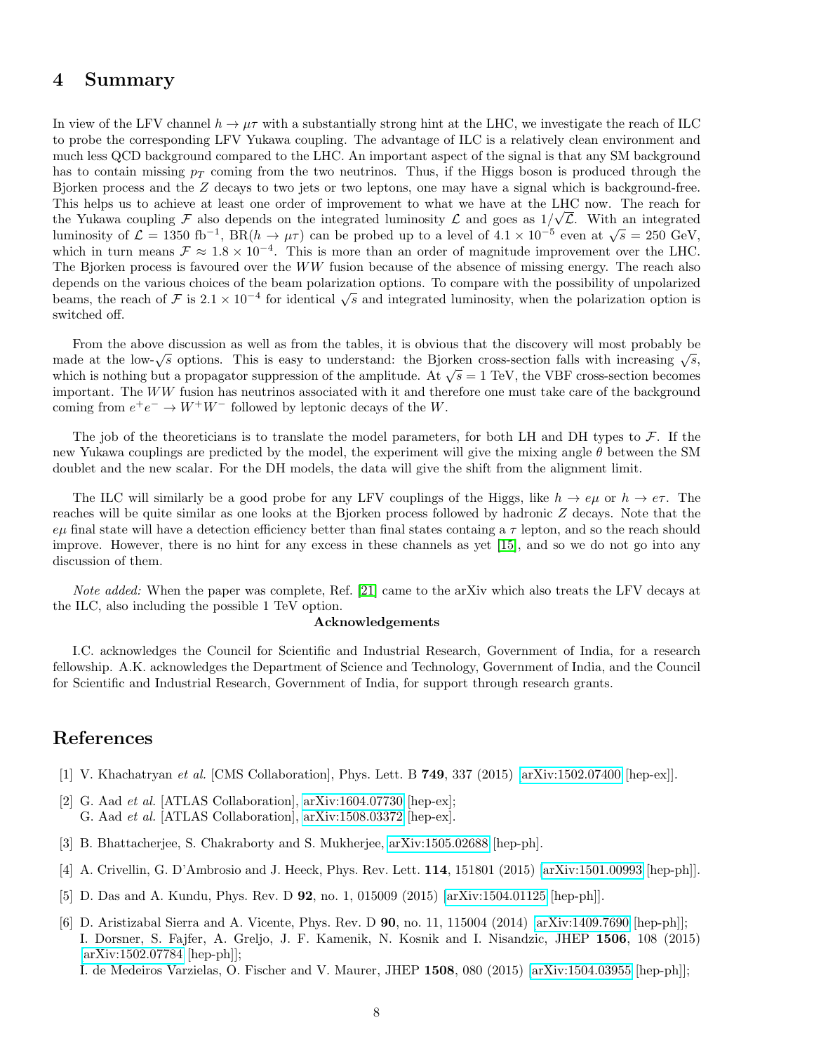## 4 Summary

In view of the LFV channel $h \to \mu\tau$ with a substantially strong hint at the LHC, we investigate the reach of ILC to probe the corresponding LFV Yukawa coupling. The advantage of ILC is a relatively clean environment and much less QCD background compared to the LHC. An important aspect of the signal is that any SM background has to contain missing $p_T$ coming from the two neutrinos. Thus, if the Higgs boson is produced through the Bjorken process and the $Z$ decays to two jets or two leptons, one may have a signal which is background-free. This helps us to achieve at least one order of improvement to what we have at the LHC now. The reach for the Yukawa coupling $\mathcal{F}$ also depends on the integrated luminosity $\mathcal{L}$ and goes as $1/\sqrt{\mathcal{L}}$. With an integrated luminosity of $\mathcal{L} = 1350$ fb$^{-1}$, BR$(h \to \mu\tau)$ can be probed up to a level of $4.1 \times 10^{-5}$ even at $\sqrt{s} = 250$ GeV, which in turn means $\mathcal{F} \approx 1.8 \times 10^{-4}$. This is more than an order of magnitude improvement over the LHC. The Bjorken process is favoured over the $WW$ fusion because of the absence of missing energy. The reach also depends on the various choices of the beam polarization options. To compare with the possibility of unpolarized beams, the reach of $\mathcal{F}$ is $2.1 \times 10^{-4}$ for identical $\sqrt{s}$ and integrated luminosity, when the polarization option is switched off.

From the above discussion as well as from the tables, it is obvious that the discovery will most probably be made at the low-$\sqrt{s}$ options. This is easy to understand: the Bjorken cross-section falls with increasing $\sqrt{s}$, which is nothing but a propagator suppression of the amplitude. At $\sqrt{s} = 1$ TeV, the VBF cross-section becomes important. The $WW$ fusion has neutrinos associated with it and therefore one must take care of the background coming from $e^+e^- \to W^+W^-$ followed by leptonic decays of the $W$.

The job of the theoreticians is to translate the model parameters, for both LH and DH types to $\mathcal{F}$. If the new Yukawa couplings are predicted by the model, the experiment will give the mixing angle $\theta$ between the SM doublet and the new scalar. For the DH models, the data will give the shift from the alignment limit.

The ILC will similarly be a good probe for any LFV couplings of the Higgs, like $h \to e\mu$ or $h \to e\tau$. The reaches will be quite similar as one looks at the Bjorken process followed by hadronic $Z$ decays. Note that the $e\mu$ final state will have a detection efficiency better than final states containg a $\tau$ lepton, and so the reach should improve. However, there is no hint for any excess in these channels as yet [15], and so we do not go into any discussion of them.

*Note added:* When the paper was complete, Ref. [21] came to the arXiv which also treats the LFV decays at the ILC, also including the possible 1 TeV option.

**Acknowledgements**

I.C. acknowledges the Council for Scientific and Industrial Research, Government of India, for a research fellowship. A.K. acknowledges the Department of Science and Technology, Government of India, and the Council for Scientific and Industrial Research, Government of India, for support through research grants.

## References

[1] V. Khachatryan *et al.* [CMS Collaboration], Phys. Lett. B **749**, 337 (2015) [arXiv:1502.07400 [hep-ex]].

[2] G. Aad *et al.* [ATLAS Collaboration], arXiv:1604.07730 [hep-ex];
G. Aad *et al.* [ATLAS Collaboration], arXiv:1508.03372 [hep-ex].

[3] B. Bhattacherjee, S. Chakraborty and S. Mukherjee, arXiv:1505.02688 [hep-ph].

[4] A. Crivellin, G. D'Ambrosio and J. Heeck, Phys. Rev. Lett. **114**, 151801 (2015) [arXiv:1501.00993 [hep-ph]].

[5] D. Das and A. Kundu, Phys. Rev. D **92**, no. 1, 015009 (2015) [arXiv:1504.01125 [hep-ph]].

[6] D. Aristizabal Sierra and A. Vicente, Phys. Rev. D **90**, no. 11, 115004 (2014) [arXiv:1409.7690 [hep-ph]];
I. Dorsner, S. Fajfer, A. Greljo, J. F. Kamenik, N. Kosnik and I. Nisandzic, JHEP **1506**, 108 (2015) [arXiv:1502.07784 [hep-ph]];
I. de Medeiros Varzielas, O. Fischer and V. Maurer, JHEP **1508**, 080 (2015) [arXiv:1504.03955 [hep-ph]];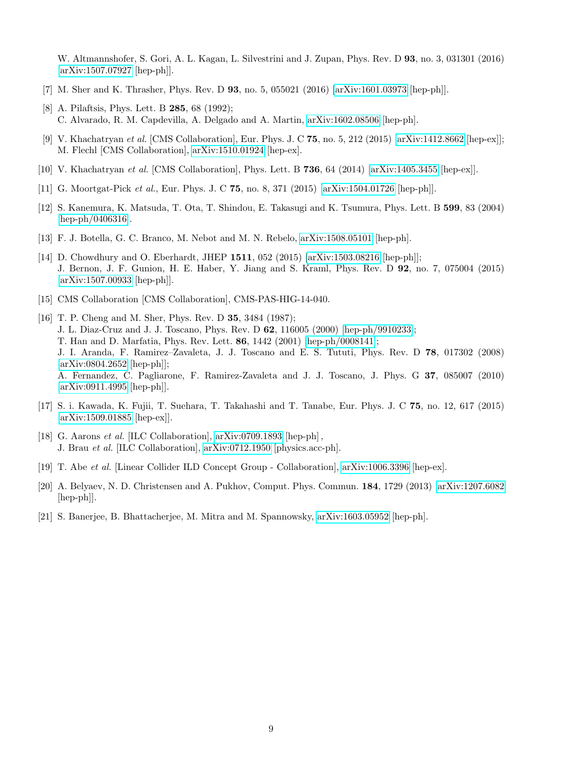W. Altmannshofer, S. Gori, A. L. Kagan, L. Silvestrini and J. Zupan, Phys. Rev. D **93**, no. 3, 031301 (2016) [arXiv:1507.07927 [hep-ph]].

[7] M. Sher and K. Thrasher, Phys. Rev. D **93**, no. 5, 055021 (2016) [arXiv:1601.03973 [hep-ph]].

[8] A. Pilaftsis, Phys. Lett. B **285**, 68 (1992);
C. Alvarado, R. M. Capdevilla, A. Delgado and A. Martin, arXiv:1602.08506 [hep-ph].

[9] V. Khachatryan *et al.* [CMS Collaboration], Eur. Phys. J. C **75**, no. 5, 212 (2015) [arXiv:1412.8662 [hep-ex]];
M. Flechl [CMS Collaboration], arXiv:1510.01924 [hep-ex].

[10] V. Khachatryan *et al.* [CMS Collaboration], Phys. Lett. B **736**, 64 (2014) [arXiv:1405.3455 [hep-ex]].

[11] G. Moortgat-Pick *et al.*, Eur. Phys. J. C **75**, no. 8, 371 (2015) [arXiv:1504.01726 [hep-ph]].

[12] S. Kanemura, K. Matsuda, T. Ota, T. Shindou, E. Takasugi and K. Tsumura, Phys. Lett. B **599**, 83 (2004) [hep-ph/0406316].

[13] F. J. Botella, G. C. Branco, M. Nebot and M. N. Rebelo, arXiv:1508.05101 [hep-ph].

[14] D. Chowdhury and O. Eberhardt, JHEP **1511**, 052 (2015) [arXiv:1503.08216 [hep-ph]];
J. Bernon, J. F. Gunion, H. E. Haber, Y. Jiang and S. Kraml, Phys. Rev. D **92**, no. 7, 075004 (2015) [arXiv:1507.00933 [hep-ph]].

[15] CMS Collaboration [CMS Collaboration], CMS-PAS-HIG-14-040.

[16] T. P. Cheng and M. Sher, Phys. Rev. D **35**, 3484 (1987);
J. L. Diaz-Cruz and J. J. Toscano, Phys. Rev. D **62**, 116005 (2000) [hep-ph/9910233];
T. Han and D. Marfatia, Phys. Rev. Lett. **86**, 1442 (2001) [hep-ph/0008141];
J. I. Aranda, F. Ramirez–Zavaleta, J. J. Toscano and E. S. Tututi, Phys. Rev. D **78**, 017302 (2008) [arXiv:0804.2652 [hep-ph]];
A. Fernandez, C. Pagliarone, F. Ramirez-Zavaleta and J. J. Toscano, J. Phys. G **37**, 085007 (2010) [arXiv:0911.4995 [hep-ph]].

[17] S. i. Kawada, K. Fujii, T. Suehara, T. Takahashi and T. Tanabe, Eur. Phys. J. C **75**, no. 12, 617 (2015) [arXiv:1509.01885 [hep-ex]].

[18] G. Aarons *et al.* [ILC Collaboration], arXiv:0709.1893 [hep-ph] ,
J. Brau *et al.* [ILC Collaboration], arXiv:0712.1950 [physics.acc-ph].

[19] T. Abe *et al.* [Linear Collider ILD Concept Group - Collaboration], arXiv:1006.3396 [hep-ex].

[20] A. Belyaev, N. D. Christensen and A. Pukhov, Comput. Phys. Commun. **184**, 1729 (2013) [arXiv:1207.6082 [hep-ph]].

[21] S. Banerjee, B. Bhattacherjee, M. Mitra and M. Spannowsky, arXiv:1603.05952 [hep-ph].